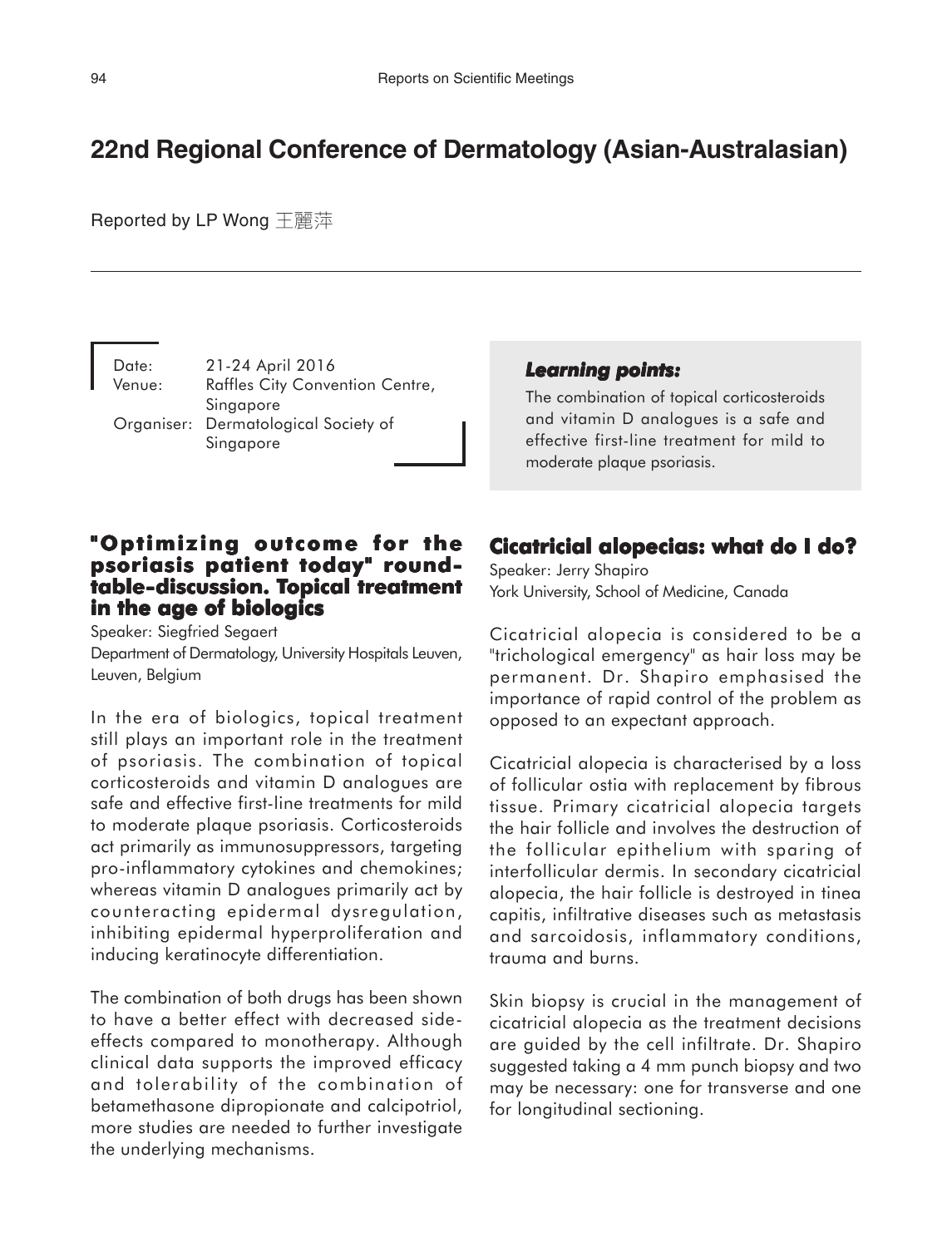# 22nd Regional Conference of Dermatology (Asian-Australasian)

Reported by LP Wong 王麗萍

Date: 21-24 April 2016
Venue: Raffles City Convention Centre, Singapore
Organiser: Dermatological Society of Singapore

## "Optimizing outcome for the psoriasis patient today" round-table-discussion. Topical treatment in the age of biologics

Speaker: Siegfried Segaert
Department of Dermatology, University Hospitals Leuven, Leuven, Belgium

In the era of biologics, topical treatment still plays an important role in the treatment of psoriasis. The combination of topical corticosteroids and vitamin D analogues are safe and effective first-line treatments for mild to moderate plaque psoriasis. Corticosteroids act primarily as immunosuppressors, targeting pro-inflammatory cytokines and chemokines; whereas vitamin D analogues primarily act by counteracting epidermal dysregulation, inhibiting epidermal hyperproliferation and inducing keratinocyte differentiation.

The combination of both drugs has been shown to have a better effect with decreased side-effects compared to monotherapy. Although clinical data supports the improved efficacy and tolerability of the combination of betamethasone dipropionate and calcipotriol, more studies are needed to further investigate the underlying mechanisms.

***Learning points:***

The combination of topical corticosteroids and vitamin D analogues is a safe and effective first-line treatment for mild to moderate plaque psoriasis.

## Cicatricial alopecias: what do I do?

Speaker: Jerry Shapiro
York University, School of Medicine, Canada

Cicatricial alopecia is considered to be a "trichological emergency" as hair loss may be permanent. Dr. Shapiro emphasised the importance of rapid control of the problem as opposed to an expectant approach.

Cicatricial alopecia is characterised by a loss of follicular ostia with replacement by fibrous tissue. Primary cicatricial alopecia targets the hair follicle and involves the destruction of the follicular epithelium with sparing of interfollicular dermis. In secondary cicatricial alopecia, the hair follicle is destroyed in tinea capitis, infiltrative diseases such as metastasis and sarcoidosis, inflammatory conditions, trauma and burns.

Skin biopsy is crucial in the management of cicatricial alopecia as the treatment decisions are guided by the cell infiltrate. Dr. Shapiro suggested taking a 4 mm punch biopsy and two may be necessary: one for transverse and one for longitudinal sectioning.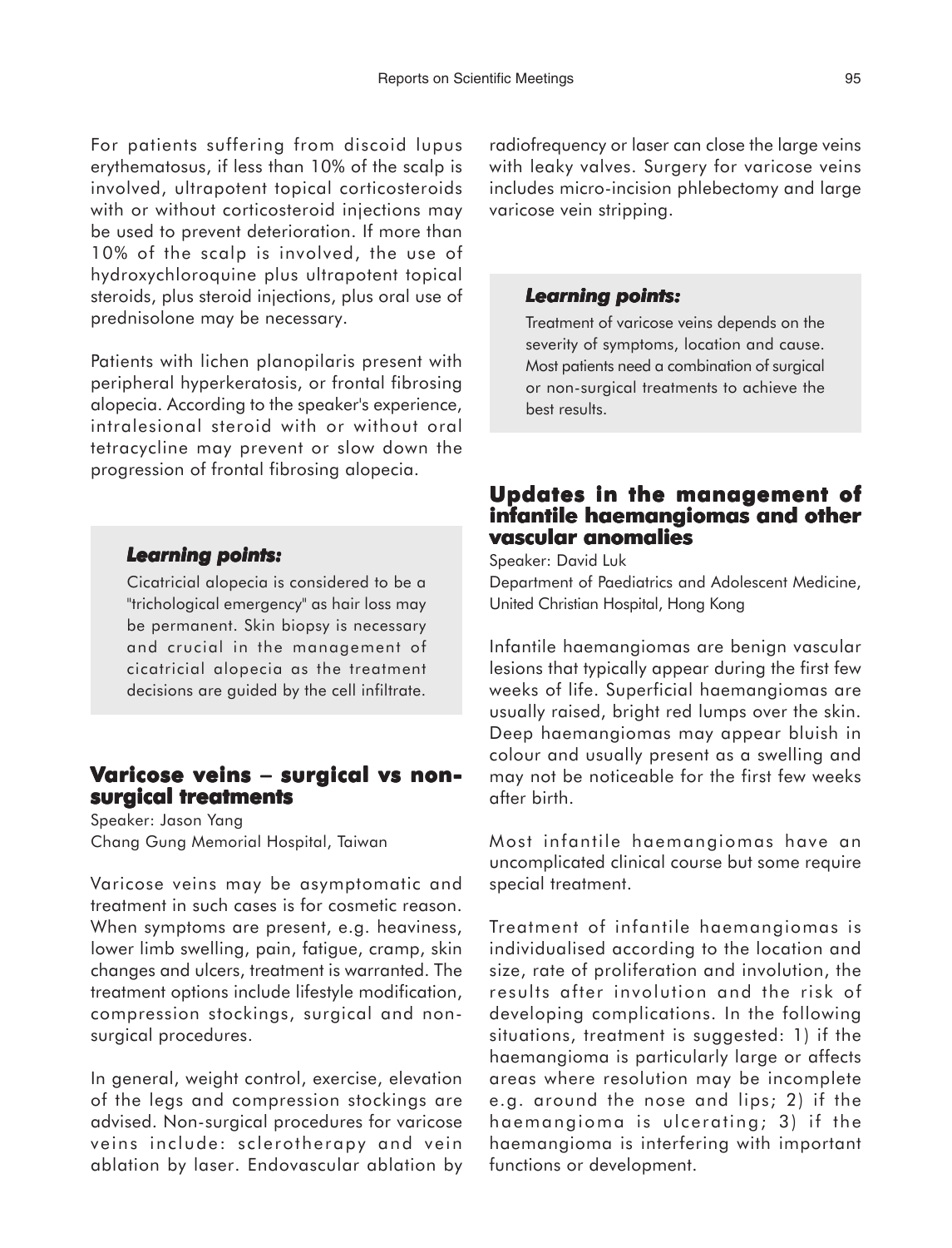For patients suffering from discoid lupus erythematosus, if less than 10% of the scalp is involved, ultrapotent topical corticosteroids with or without corticosteroid injections may be used to prevent deterioration. If more than 10% of the scalp is involved, the use of hydroxychloroquine plus ultrapotent topical steroids, plus steroid injections, plus oral use of prednisolone may be necessary.

Patients with lichen planopilaris present with peripheral hyperkeratosis, or frontal fibrosing alopecia. According to the speaker's experience, intralesional steroid with or without oral tetracycline may prevent or slow down the progression of frontal fibrosing alopecia.

> ***Learning points:***
>
> Cicatricial alopecia is considered to be a "trichological emergency" as hair loss may be permanent. Skin biopsy is necessary and crucial in the management of cicatricial alopecia as the treatment decisions are guided by the cell infiltrate.

## Varicose veins – surgical vs non-surgical treatments

Speaker: Jason Yang
Chang Gung Memorial Hospital, Taiwan

Varicose veins may be asymptomatic and treatment in such cases is for cosmetic reason. When symptoms are present, e.g. heaviness, lower limb swelling, pain, fatigue, cramp, skin changes and ulcers, treatment is warranted. The treatment options include lifestyle modification, compression stockings, surgical and non-surgical procedures.

In general, weight control, exercise, elevation of the legs and compression stockings are advised. Non-surgical procedures for varicose veins include: sclerotherapy and vein ablation by laser. Endovascular ablation by radiofrequency or laser can close the large veins with leaky valves. Surgery for varicose veins includes micro-incision phlebectomy and large varicose vein stripping.

> ***Learning points:***
>
> Treatment of varicose veins depends on the severity of symptoms, location and cause. Most patients need a combination of surgical or non-surgical treatments to achieve the best results.

## Updates in the management of infantile haemangiomas and other vascular anomalies

Speaker: David Luk
Department of Paediatrics and Adolescent Medicine, United Christian Hospital, Hong Kong

Infantile haemangiomas are benign vascular lesions that typically appear during the first few weeks of life. Superficial haemangiomas are usually raised, bright red lumps over the skin. Deep haemangiomas may appear bluish in colour and usually present as a swelling and may not be noticeable for the first few weeks after birth.

Most infantile haemangiomas have an uncomplicated clinical course but some require special treatment.

Treatment of infantile haemangiomas is individualised according to the location and size, rate of proliferation and involution, the results after involution and the risk of developing complications. In the following situations, treatment is suggested: 1) if the haemangioma is particularly large or affects areas where resolution may be incomplete e.g. around the nose and lips; 2) if the haemangioma is ulcerating; 3) if the haemangioma is interfering with important functions or development.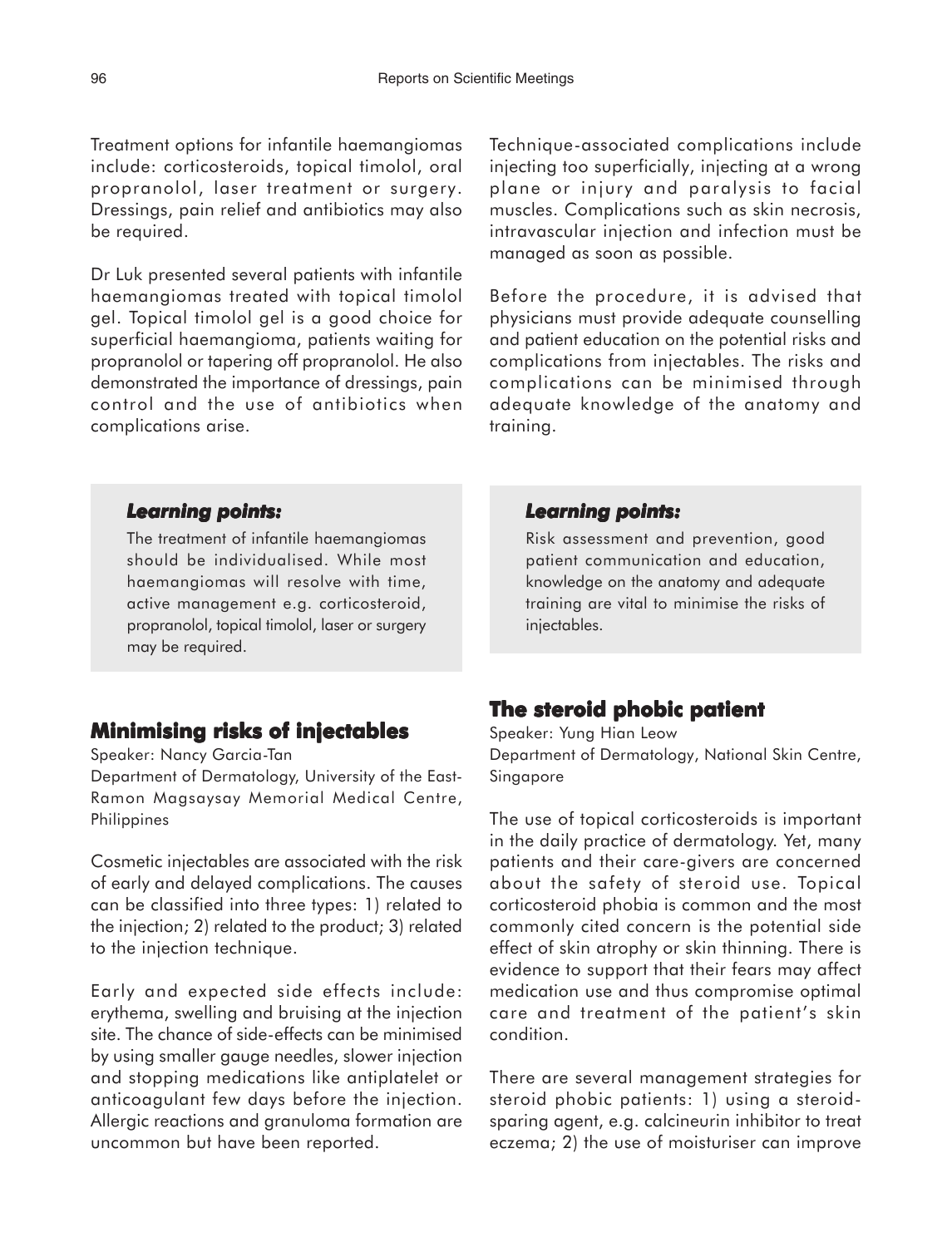Treatment options for infantile haemangiomas include: corticosteroids, topical timolol, oral propranolol, laser treatment or surgery. Dressings, pain relief and antibiotics may also be required.

Dr Luk presented several patients with infantile haemangiomas treated with topical timolol gel. Topical timolol gel is a good choice for superficial haemangioma, patients waiting for propranolol or tapering off propranolol. He also demonstrated the importance of dressings, pain control and the use of antibiotics when complications arise.

> ***Learning points:***
>
> The treatment of infantile haemangiomas should be individualised. While most haemangiomas will resolve with time, active management e.g. corticosteroid, propranolol, topical timolol, laser or surgery may be required.

## Minimising risks of injectables

Speaker: Nancy Garcia-Tan

Department of Dermatology, University of the East-Ramon Magsaysay Memorial Medical Centre, Philippines

Cosmetic injectables are associated with the risk of early and delayed complications. The causes can be classified into three types: 1) related to the injection; 2) related to the product; 3) related to the injection technique.

Early and expected side effects include: erythema, swelling and bruising at the injection site. The chance of side-effects can be minimised by using smaller gauge needles, slower injection and stopping medications like antiplatelet or anticoagulant few days before the injection. Allergic reactions and granuloma formation are uncommon but have been reported.

Technique-associated complications include injecting too superficially, injecting at a wrong plane or injury and paralysis to facial muscles. Complications such as skin necrosis, intravascular injection and infection must be managed as soon as possible.

Before the procedure, it is advised that physicians must provide adequate counselling and patient education on the potential risks and complications from injectables. The risks and complications can be minimised through adequate knowledge of the anatomy and training.

> ***Learning points:***
>
> Risk assessment and prevention, good patient communication and education, knowledge on the anatomy and adequate training are vital to minimise the risks of injectables.

## The steroid phobic patient

Speaker: Yung Hian Leow

Department of Dermatology, National Skin Centre, Singapore

The use of topical corticosteroids is important in the daily practice of dermatology. Yet, many patients and their care-givers are concerned about the safety of steroid use. Topical corticosteroid phobia is common and the most commonly cited concern is the potential side effect of skin atrophy or skin thinning. There is evidence to support that their fears may affect medication use and thus compromise optimal care and treatment of the patient's skin condition.

There are several management strategies for steroid phobic patients: 1) using a steroid-sparing agent, e.g. calcineurin inhibitor to treat eczema; 2) the use of moisturiser can improve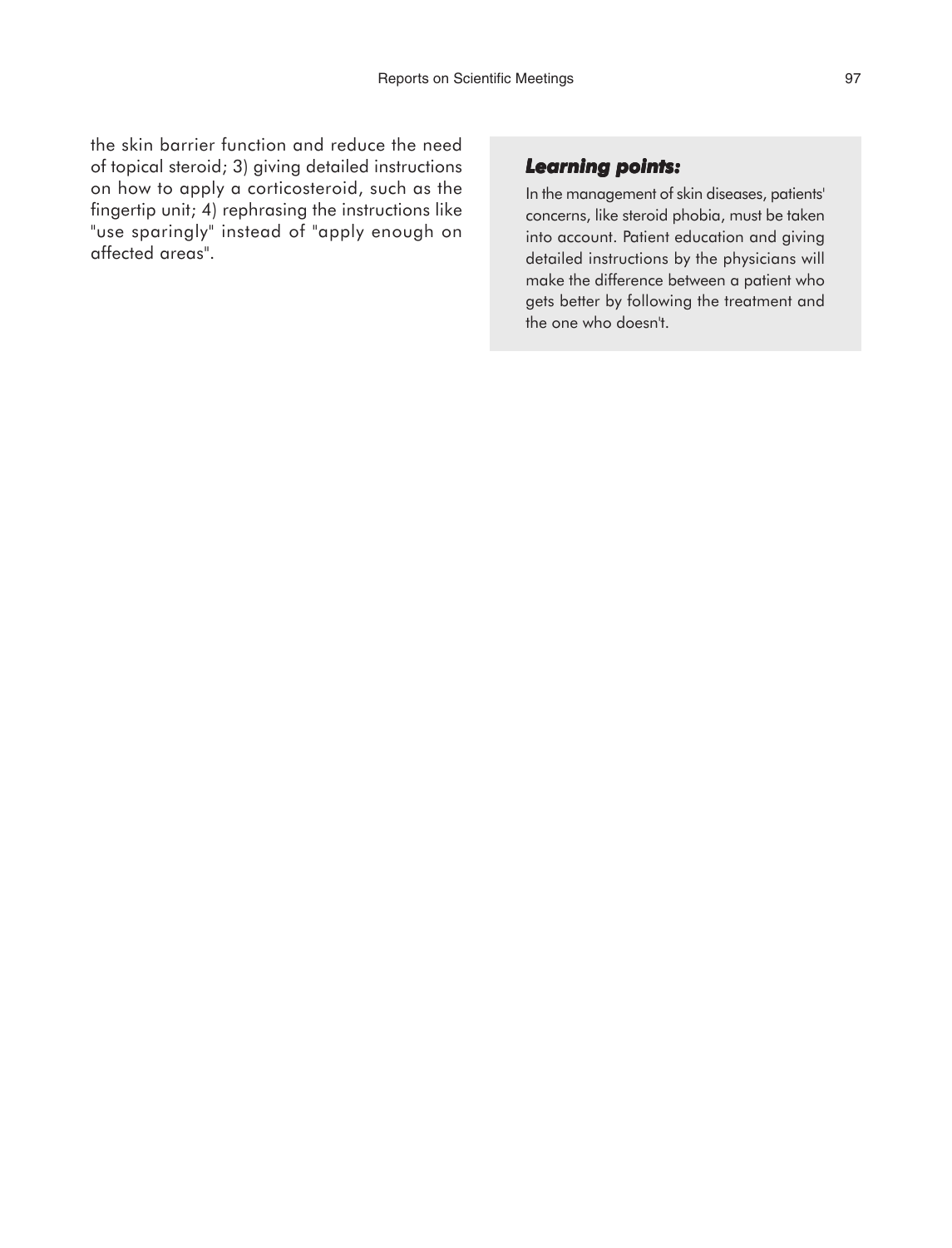the skin barrier function and reduce the need of topical steroid; 3) giving detailed instructions on how to apply a corticosteroid, such as the fingertip unit; 4) rephrasing the instructions like "use sparingly" instead of "apply enough on affected areas".

### *Learning points:*

In the management of skin diseases, patients' concerns, like steroid phobia, must be taken into account. Patient education and giving detailed instructions by the physicians will make the difference between a patient who gets better by following the treatment and the one who doesn't.